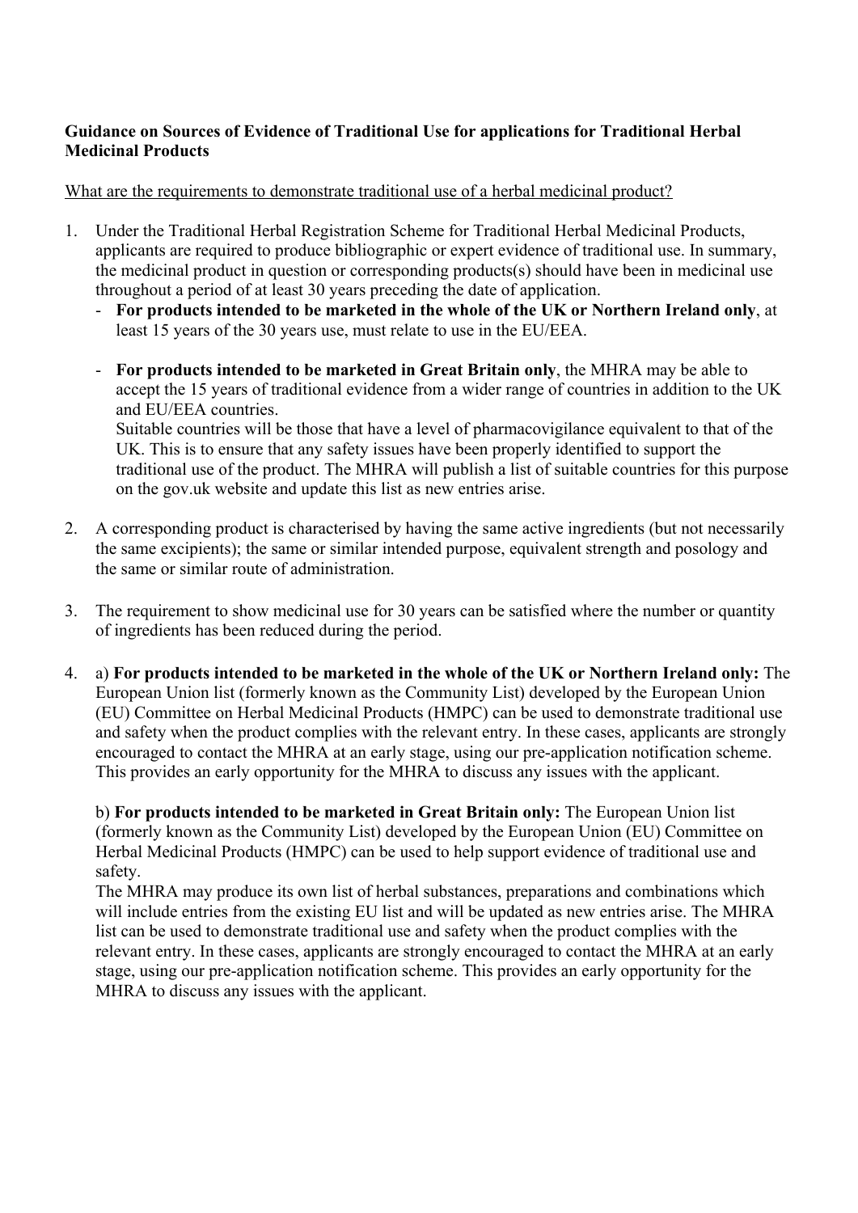**Guidance on Sources of Evidence of Traditional Use for applications for Traditional Herbal Medicinal Products**

What are the requirements to demonstrate traditional use of a herbal medicinal product?

1. Under the Traditional Herbal Registration Scheme for Traditional Herbal Medicinal Products, applicants are required to produce bibliographic or expert evidence of traditional use. In summary, the medicinal product in question or corresponding products(s) should have been in medicinal use throughout a period of at least 30 years preceding the date of application.
   - **For products intended to be marketed in the whole of the UK or Northern Ireland only**, at least 15 years of the 30 years use, must relate to use in the EU/EEA.

   - **For products intended to be marketed in Great Britain only**, the MHRA may be able to accept the 15 years of traditional evidence from a wider range of countries in addition to the UK and EU/EEA countries.
     Suitable countries will be those that have a level of pharmacovigilance equivalent to that of the UK. This is to ensure that any safety issues have been properly identified to support the traditional use of the product. The MHRA will publish a list of suitable countries for this purpose on the gov.uk website and update this list as new entries arise.

2. A corresponding product is characterised by having the same active ingredients (but not necessarily the same excipients); the same or similar intended purpose, equivalent strength and posology and the same or similar route of administration.

3. The requirement to show medicinal use for 30 years can be satisfied where the number or quantity of ingredients has been reduced during the period.

4. a) **For products intended to be marketed in the whole of the UK or Northern Ireland only:** The European Union list (formerly known as the Community List) developed by the European Union (EU) Committee on Herbal Medicinal Products (HMPC) can be used to demonstrate traditional use and safety when the product complies with the relevant entry. In these cases, applicants are strongly encouraged to contact the MHRA at an early stage, using our pre-application notification scheme. This provides an early opportunity for the MHRA to discuss any issues with the applicant.

   b) **For products intended to be marketed in Great Britain only:** The European Union list (formerly known as the Community List) developed by the European Union (EU) Committee on Herbal Medicinal Products (HMPC) can be used to help support evidence of traditional use and safety.
   The MHRA may produce its own list of herbal substances, preparations and combinations which will include entries from the existing EU list and will be updated as new entries arise. The MHRA list can be used to demonstrate traditional use and safety when the product complies with the relevant entry. In these cases, applicants are strongly encouraged to contact the MHRA at an early stage, using our pre-application notification scheme. This provides an early opportunity for the MHRA to discuss any issues with the applicant.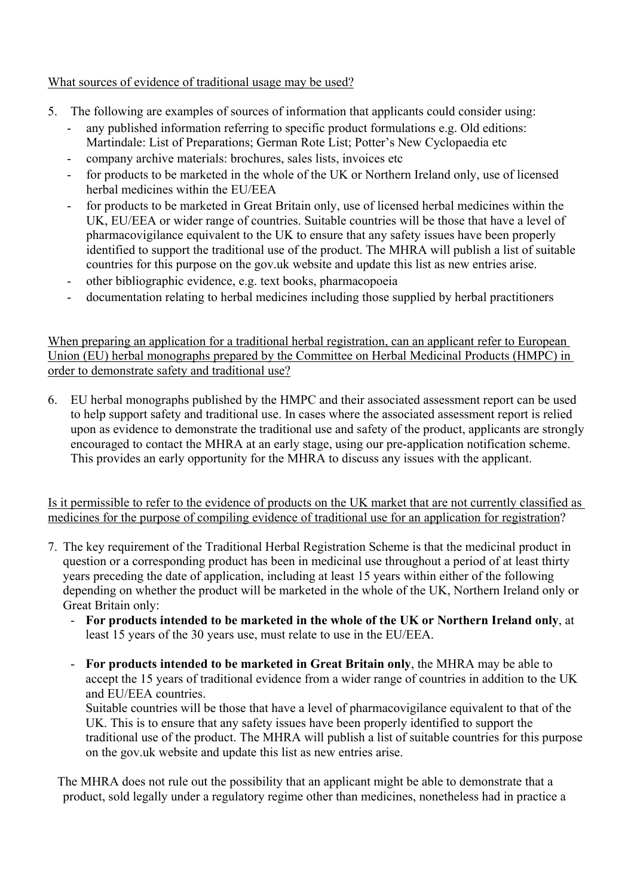<u>What sources of evidence of traditional usage may be used?</u>

5. The following are examples of sources of information that applicants could consider using:
   - any published information referring to specific product formulations e.g. Old editions: Martindale: List of Preparations; German Rote List; Potter's New Cyclopaedia etc
   - company archive materials: brochures, sales lists, invoices etc
   - for products to be marketed in the whole of the UK or Northern Ireland only, use of licensed herbal medicines within the EU/EEA
   - for products to be marketed in Great Britain only, use of licensed herbal medicines within the UK, EU/EEA or wider range of countries. Suitable countries will be those that have a level of pharmacovigilance equivalent to the UK to ensure that any safety issues have been properly identified to support the traditional use of the product. The MHRA will publish a list of suitable countries for this purpose on the gov.uk website and update this list as new entries arise.
   - other bibliographic evidence, e.g. text books, pharmacopoeia
   - documentation relating to herbal medicines including those supplied by herbal practitioners

<u>When preparing an application for a traditional herbal registration, can an applicant refer to European Union (EU) herbal monographs prepared by the Committee on Herbal Medicinal Products (HMPC) in order to demonstrate safety and traditional use?</u>

6. EU herbal monographs published by the HMPC and their associated assessment report can be used to help support safety and traditional use. In cases where the associated assessment report is relied upon as evidence to demonstrate the traditional use and safety of the product, applicants are strongly encouraged to contact the MHRA at an early stage, using our pre-application notification scheme. This provides an early opportunity for the MHRA to discuss any issues with the applicant.

<u>Is it permissible to refer to the evidence of products on the UK market that are not currently classified as medicines for the purpose of compiling evidence of traditional use for an application for registration</u>?

7. The key requirement of the Traditional Herbal Registration Scheme is that the medicinal product in question or a corresponding product has been in medicinal use throughout a period of at least thirty years preceding the date of application, including at least 15 years within either of the following depending on whether the product will be marketed in the whole of the UK, Northern Ireland only or Great Britain only:
   - **For products intended to be marketed in the whole of the UK or Northern Ireland only**, at least 15 years of the 30 years use, must relate to use in the EU/EEA.
   - **For products intended to be marketed in Great Britain only**, the MHRA may be able to accept the 15 years of traditional evidence from a wider range of countries in addition to the UK and EU/EEA countries.
     Suitable countries will be those that have a level of pharmacovigilance equivalent to that of the UK. This is to ensure that any safety issues have been properly identified to support the traditional use of the product. The MHRA will publish a list of suitable countries for this purpose on the gov.uk website and update this list as new entries arise.

The MHRA does not rule out the possibility that an applicant might be able to demonstrate that a product, sold legally under a regulatory regime other than medicines, nonetheless had in practice a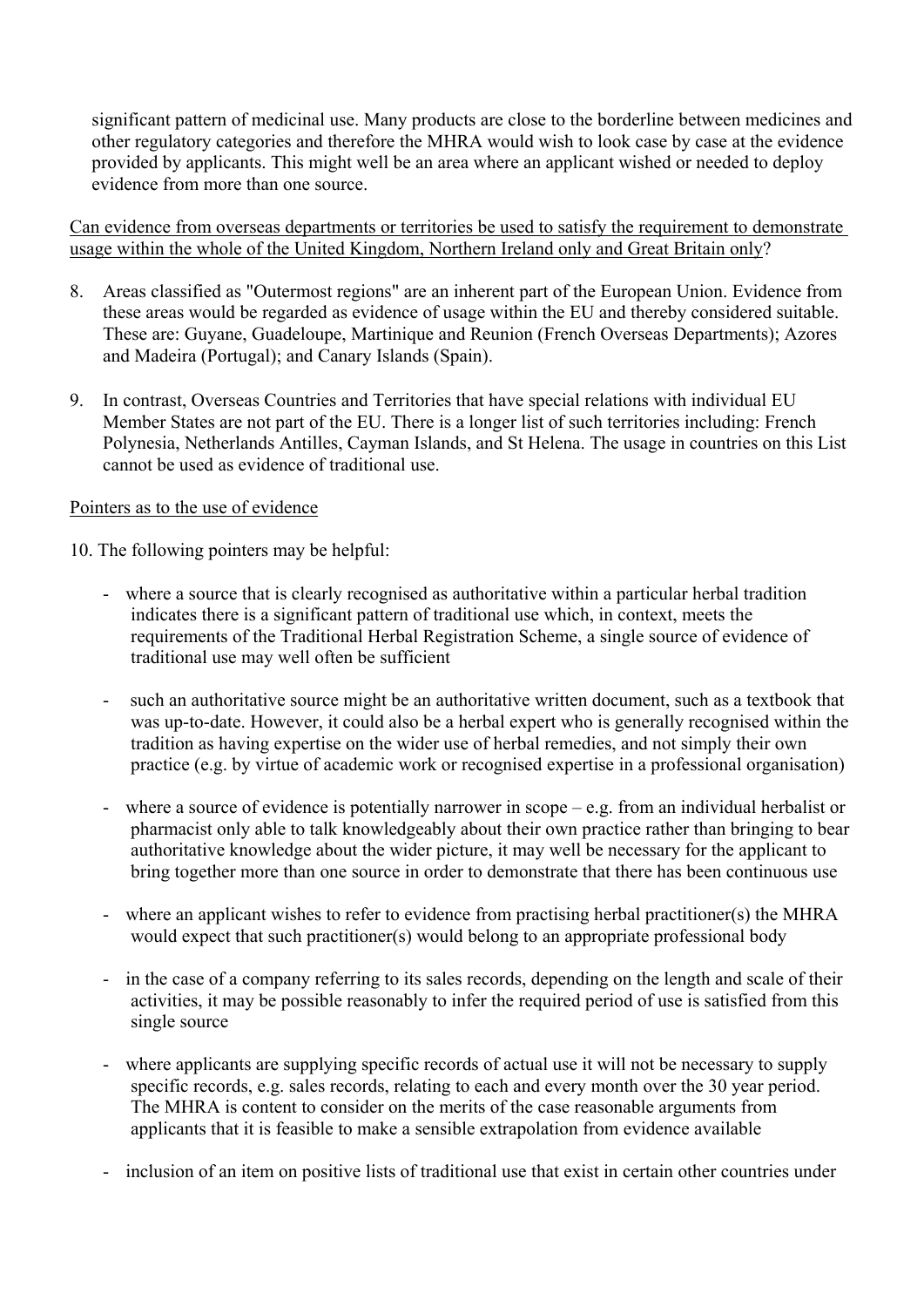significant pattern of medicinal use. Many products are close to the borderline between medicines and other regulatory categories and therefore the MHRA would wish to look case by case at the evidence provided by applicants. This might well be an area where an applicant wished or needed to deploy evidence from more than one source.

<u>Can evidence from overseas departments or territories be used to satisfy the requirement to demonstrate usage within the whole of the United Kingdom, Northern Ireland only and Great Britain only</u>?

8. Areas classified as "Outermost regions" are an inherent part of the European Union. Evidence from these areas would be regarded as evidence of usage within the EU and thereby considered suitable. These are: Guyane, Guadeloupe, Martinique and Reunion (French Overseas Departments); Azores and Madeira (Portugal); and Canary Islands (Spain).

9. In contrast, Overseas Countries and Territories that have special relations with individual EU Member States are not part of the EU. There is a longer list of such territories including: French Polynesia, Netherlands Antilles, Cayman Islands, and St Helena. The usage in countries on this List cannot be used as evidence of traditional use.

<u>Pointers as to the use of evidence</u>

10. The following pointers may be helpful:

- where a source that is clearly recognised as authoritative within a particular herbal tradition indicates there is a significant pattern of traditional use which, in context, meets the requirements of the Traditional Herbal Registration Scheme, a single source of evidence of traditional use may well often be sufficient

- such an authoritative source might be an authoritative written document, such as a textbook that was up-to-date. However, it could also be a herbal expert who is generally recognised within the tradition as having expertise on the wider use of herbal remedies, and not simply their own practice (e.g. by virtue of academic work or recognised expertise in a professional organisation)

- where a source of evidence is potentially narrower in scope – e.g. from an individual herbalist or pharmacist only able to talk knowledgeably about their own practice rather than bringing to bear authoritative knowledge about the wider picture, it may well be necessary for the applicant to bring together more than one source in order to demonstrate that there has been continuous use

- where an applicant wishes to refer to evidence from practising herbal practitioner(s) the MHRA would expect that such practitioner(s) would belong to an appropriate professional body

- in the case of a company referring to its sales records, depending on the length and scale of their activities, it may be possible reasonably to infer the required period of use is satisfied from this single source

- where applicants are supplying specific records of actual use it will not be necessary to supply specific records, e.g. sales records, relating to each and every month over the 30 year period. The MHRA is content to consider on the merits of the case reasonable arguments from applicants that it is feasible to make a sensible extrapolation from evidence available

- inclusion of an item on positive lists of traditional use that exist in certain other countries under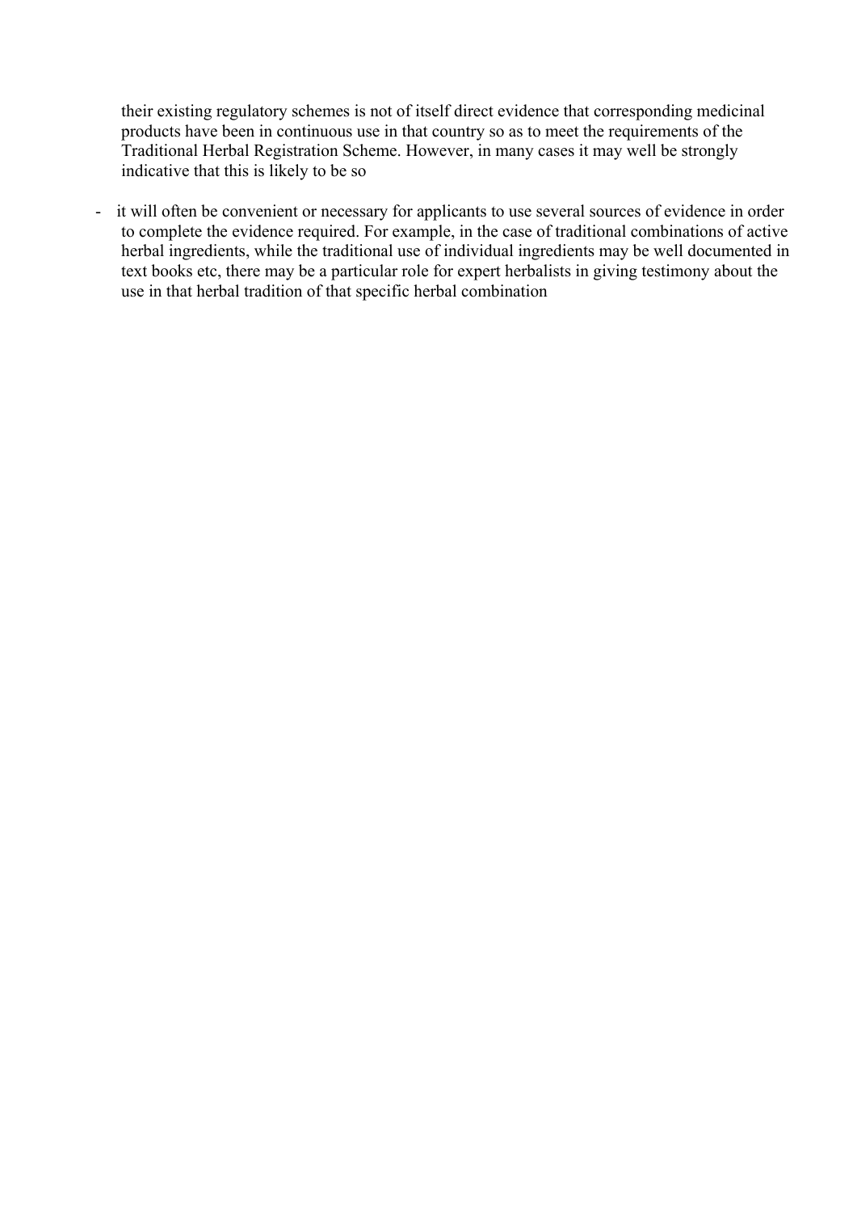their existing regulatory schemes is not of itself direct evidence that corresponding medicinal products have been in continuous use in that country so as to meet the requirements of the Traditional Herbal Registration Scheme. However, in many cases it may well be strongly indicative that this is likely to be so

- it will often be convenient or necessary for applicants to use several sources of evidence in order to complete the evidence required. For example, in the case of traditional combinations of active herbal ingredients, while the traditional use of individual ingredients may be well documented in text books etc, there may be a particular role for expert herbalists in giving testimony about the use in that herbal tradition of that specific herbal combination